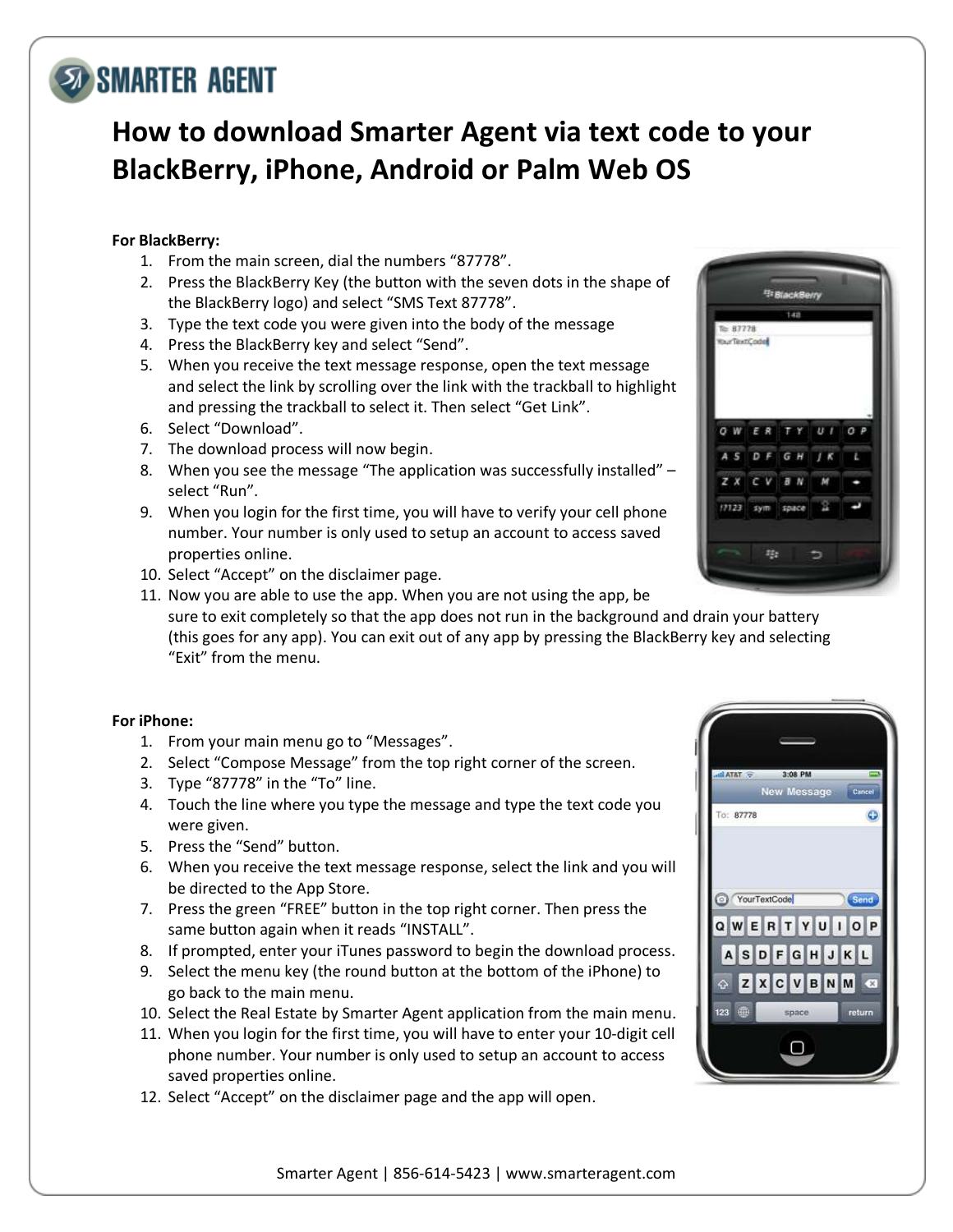SMARTER AGENT

# How to download Smarter Agent via text code to your BlackBerry, iPhone, Android or Palm Web OS

**For BlackBerry:**

1. From the main screen, dial the numbers "87778".
2. Press the BlackBerry Key (the button with the seven dots in the shape of the BlackBerry logo) and select "SMS Text 87778".
3. Type the text code you were given into the body of the message
4. Press the BlackBerry key and select "Send".
5. When you receive the text message response, open the text message and select the link by scrolling over the link with the trackball to highlight and pressing the trackball to select it. Then select "Get Link".
6. Select "Download".
7. The download process will now begin.
8. When you see the message "The application was successfully installed" – select "Run".
9. When you login for the first time, you will have to verify your cell phone number. Your number is only used to setup an account to access saved properties online.
10. Select "Accept" on the disclaimer page.
11. Now you are able to use the app. When you are not using the app, be sure to exit completely so that the app does not run in the background and drain your battery (this goes for any app). You can exit out of any app by pressing the BlackBerry key and selecting "Exit" from the menu.

**For iPhone:**

1. From your main menu go to "Messages".
2. Select "Compose Message" from the top right corner of the screen.
3. Type "87778" in the "To" line.
4. Touch the line where you type the message and type the text code you were given.
5. Press the "Send" button.
6. When you receive the text message response, select the link and you will be directed to the App Store.
7. Press the green "FREE" button in the top right corner. Then press the same button again when it reads "INSTALL".
8. If prompted, enter your iTunes password to begin the download process.
9. Select the menu key (the round button at the bottom of the iPhone) to go back to the main menu.
10. Select the Real Estate by Smarter Agent application from the main menu.
11. When you login for the first time, you will have to enter your 10-digit cell phone number. Your number is only used to setup an account to access saved properties online.
12. Select "Accept" on the disclaimer page and the app will open.

Smarter Agent | 856-614-5423 | www.smarteragent.com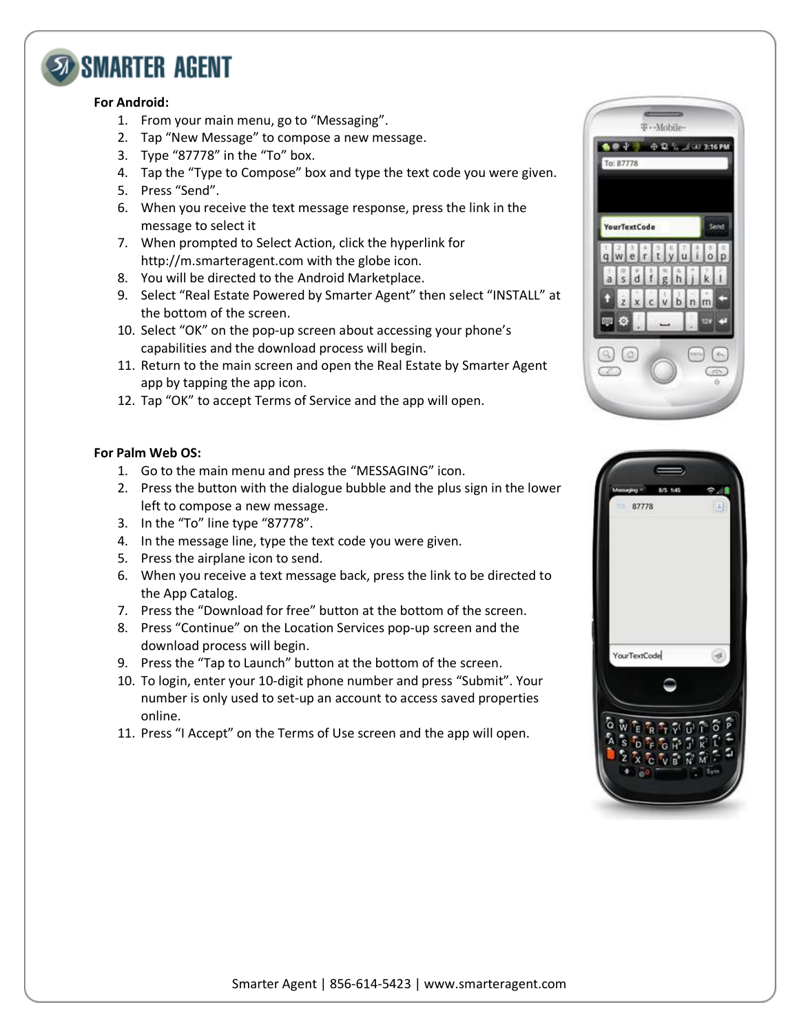**For Android:**

1. From your main menu, go to “Messaging”.
2. Tap “New Message” to compose a new message.
3. Type “87778” in the “To” box.
4. Tap the “Type to Compose” box and type the text code you were given.
5. Press “Send”.
6. When you receive the text message response, press the link in the message to select it
7. When prompted to Select Action, click the hyperlink for http://m.smarteragent.com with the globe icon.
8. You will be directed to the Android Marketplace.
9. Select “Real Estate Powered by Smarter Agent” then select “INSTALL” at the bottom of the screen.
10. Select “OK” on the pop-up screen about accessing your phone’s capabilities and the download process will begin.
11. Return to the main screen and open the Real Estate by Smarter Agent app by tapping the app icon.
12. Tap “OK” to accept Terms of Service and the app will open.

**For Palm Web OS:**

1. Go to the main menu and press the “MESSAGING” icon.
2. Press the button with the dialogue bubble and the plus sign in the lower left to compose a new message.
3. In the “To” line type “87778”.
4. In the message line, type the text code you were given.
5. Press the airplane icon to send.
6. When you receive a text message back, press the link to be directed to the App Catalog.
7. Press the “Download for free” button at the bottom of the screen.
8. Press “Continue” on the Location Services pop-up screen and the download process will begin.
9. Press the “Tap to Launch” button at the bottom of the screen.
10. To login, enter your 10-digit phone number and press “Submit”. Your number is only used to set-up an account to access saved properties online.
11. Press “I Accept” on the Terms of Use screen and the app will open.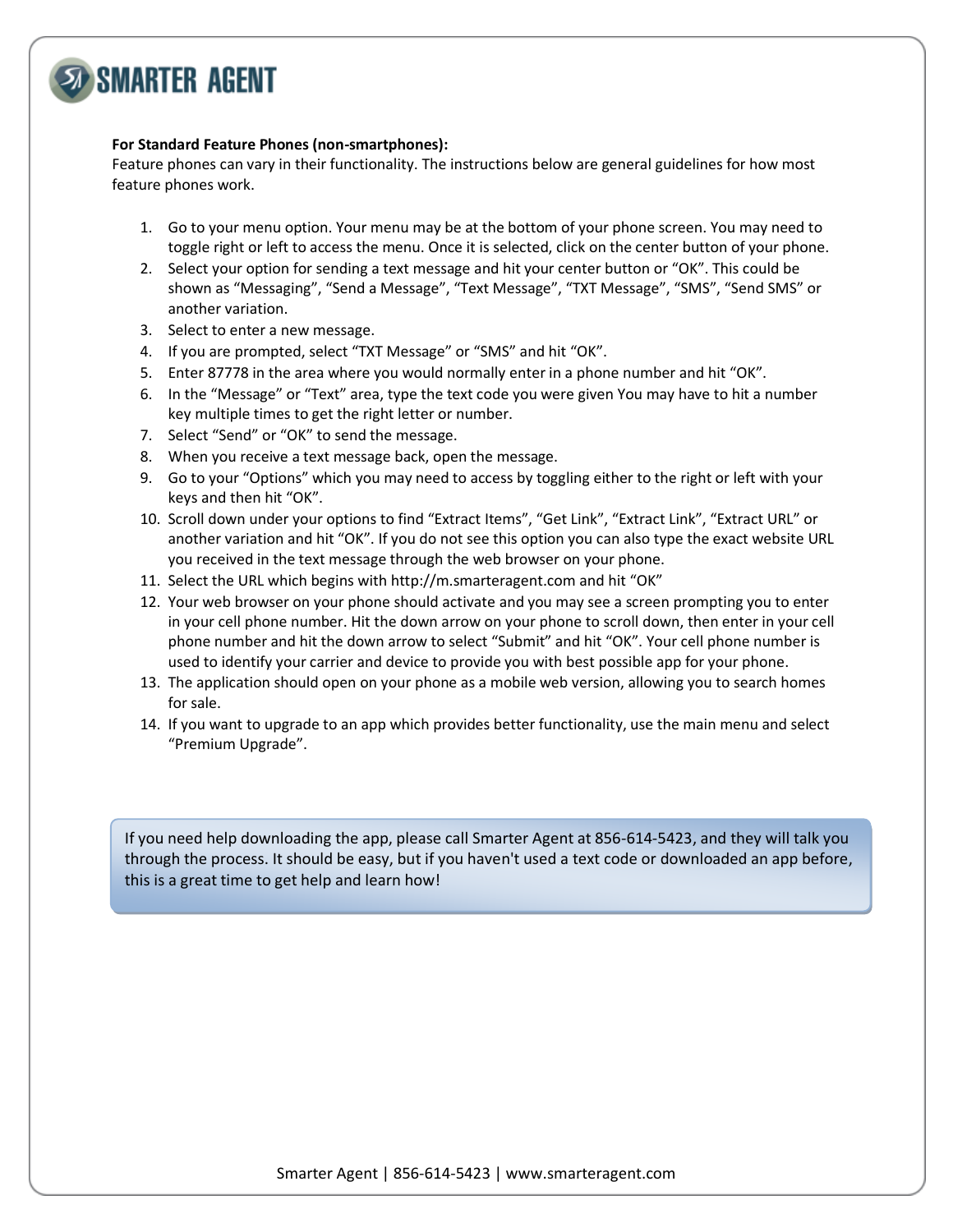**For Standard Feature Phones (non-smartphones):**
Feature phones can vary in their functionality. The instructions below are general guidelines for how most feature phones work.

1. Go to your menu option. Your menu may be at the bottom of your phone screen. You may need to toggle right or left to access the menu. Once it is selected, click on the center button of your phone.
2. Select your option for sending a text message and hit your center button or “OK”. This could be shown as “Messaging”, “Send a Message”, “Text Message”, “TXT Message”, “SMS”, “Send SMS” or another variation.
3. Select to enter a new message.
4. If you are prompted, select “TXT Message” or “SMS” and hit “OK”.
5. Enter 87778 in the area where you would normally enter in a phone number and hit “OK”.
6. In the “Message” or “Text” area, type the text code you were given You may have to hit a number key multiple times to get the right letter or number.
7. Select “Send” or “OK” to send the message.
8. When you receive a text message back, open the message.
9. Go to your “Options” which you may need to access by toggling either to the right or left with your keys and then hit “OK”.
10. Scroll down under your options to find “Extract Items”, “Get Link”, “Extract Link”, “Extract URL” or another variation and hit “OK”. If you do not see this option you can also type the exact website URL you received in the text message through the web browser on your phone.
11. Select the URL which begins with http://m.smarteragent.com and hit “OK”
12. Your web browser on your phone should activate and you may see a screen prompting you to enter in your cell phone number. Hit the down arrow on your phone to scroll down, then enter in your cell phone number and hit the down arrow to select “Submit” and hit “OK”. Your cell phone number is used to identify your carrier and device to provide you with best possible app for your phone.
13. The application should open on your phone as a mobile web version, allowing you to search homes for sale.
14. If you want to upgrade to an app which provides better functionality, use the main menu and select “Premium Upgrade”.

If you need help downloading the app, please call Smarter Agent at 856-614-5423, and they will talk you through the process. It should be easy, but if you haven't used a text code or downloaded an app before, this is a great time to get help and learn how!